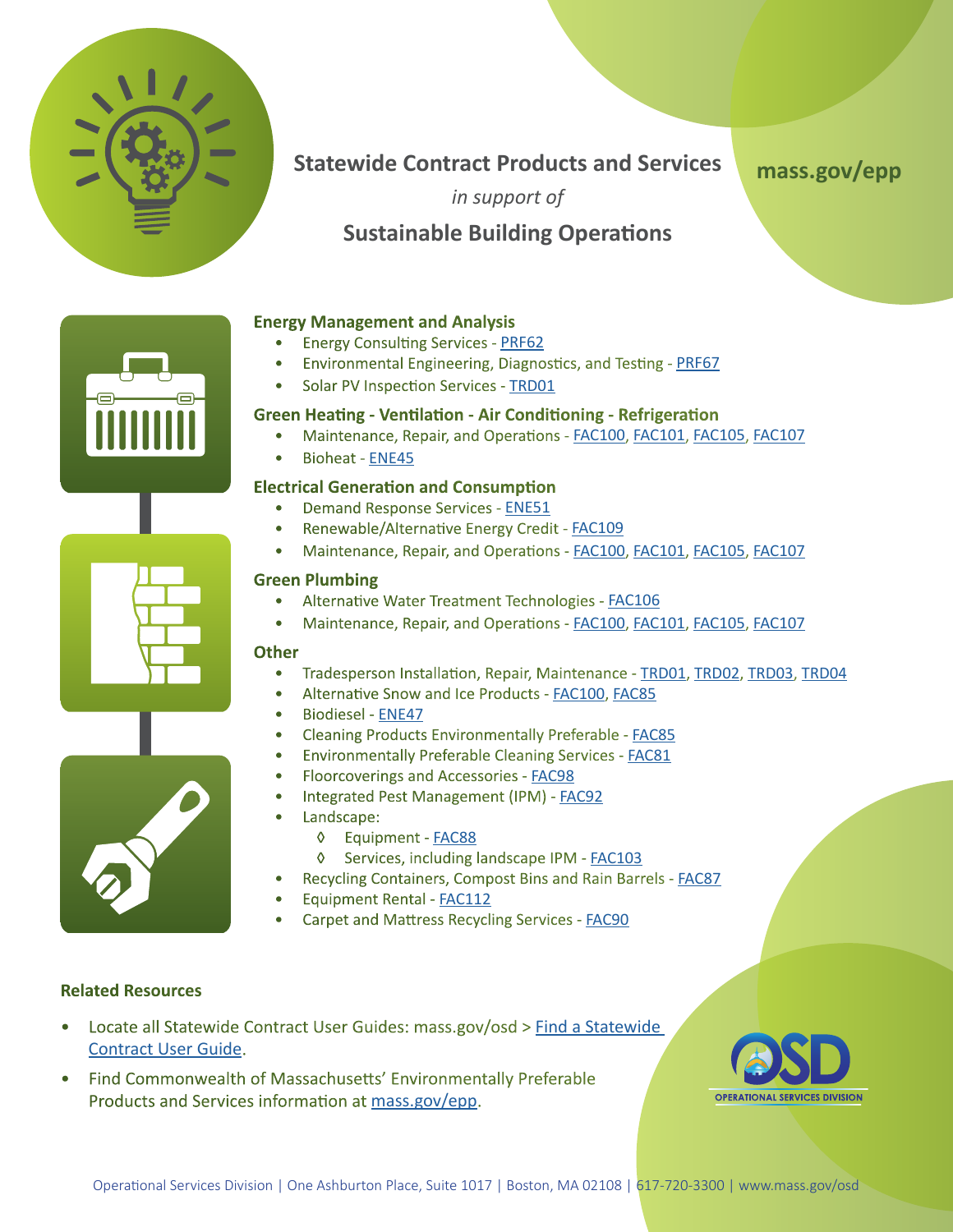# Statewide Contract Products and Services

*in support of*

## Sustainable Building Operations

mass.gov/epp

### Energy Management and Analysis

- Energy Consulting Services - PRF62
- Environmental Engineering, Diagnostics, and Testing - PRF67
- Solar PV Inspection Services - TRD01

### Green Heating - Ventilation - Air Conditioning - Refrigeration

- Maintenance, Repair, and Operations - FAC100, FAC101, FAC105, FAC107
- Bioheat - ENE45

### Electrical Generation and Consumption

- Demand Response Services - ENE51
- Renewable/Alternative Energy Credit - FAC109
- Maintenance, Repair, and Operations - FAC100, FAC101, FAC105, FAC107

### Green Plumbing

- Alternative Water Treatment Technologies - FAC106
- Maintenance, Repair, and Operations - FAC100, FAC101, FAC105, FAC107

### Other

- Tradesperson Installation, Repair, Maintenance - TRD01, TRD02, TRD03, TRD04
- Alternative Snow and Ice Products - FAC100, FAC85
- Biodiesel - ENE47
- Cleaning Products Environmentally Preferable - FAC85
- Environmentally Preferable Cleaning Services - FAC81
- Floorcoverings and Accessories - FAC98
- Integrated Pest Management (IPM) - FAC92
- Landscape:
  - Equipment - FAC88
  - Services, including landscape IPM - FAC103
- Recycling Containers, Compost Bins and Rain Barrels - FAC87
- Equipment Rental - FAC112
- Carpet and Mattress Recycling Services - FAC90

### Related Resources

- Locate all Statewide Contract User Guides: mass.gov/osd > Find a Statewide Contract User Guide.
- Find Commonwealth of Massachusetts' Environmentally Preferable Products and Services information at mass.gov/epp.

OSD OPERATIONAL SERVICES DIVISION

Operational Services Division | One Ashburton Place, Suite 1017 | Boston, MA 02108 | 617-720-3300 | www.mass.gov/osd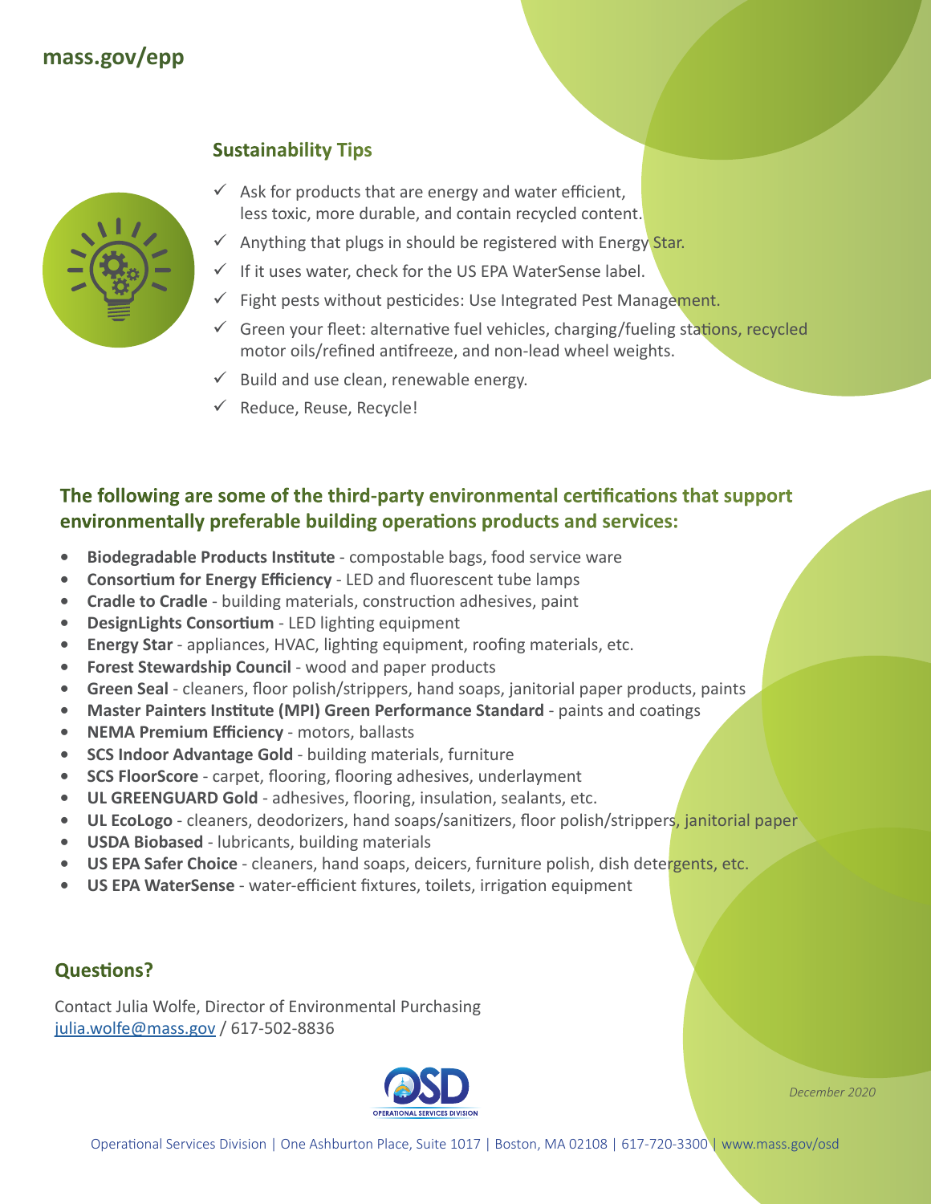mass.gov/epp

## Sustainability Tips

- ✓ Ask for products that are energy and water efficient, less toxic, more durable, and contain recycled content.
- ✓ Anything that plugs in should be registered with Energy Star.
- ✓ If it uses water, check for the US EPA WaterSense label.
- ✓ Fight pests without pesticides: Use Integrated Pest Management.
- ✓ Green your fleet: alternative fuel vehicles, charging/fueling stations, recycled motor oils/refined antifreeze, and non-lead wheel weights.
- ✓ Build and use clean, renewable energy.
- ✓ Reduce, Reuse, Recycle!

## The following are some of the third-party environmental certifications that support environmentally preferable building operations products and services:

- **Biodegradable Products Institute** - compostable bags, food service ware
- **Consortium for Energy Efficiency** - LED and fluorescent tube lamps
- **Cradle to Cradle** - building materials, construction adhesives, paint
- **DesignLights Consortium** - LED lighting equipment
- **Energy Star** - appliances, HVAC, lighting equipment, roofing materials, etc.
- **Forest Stewardship Council** - wood and paper products
- **Green Seal** - cleaners, floor polish/strippers, hand soaps, janitorial paper products, paints
- **Master Painters Institute (MPI) Green Performance Standard** - paints and coatings
- **NEMA Premium Efficiency** - motors, ballasts
- **SCS Indoor Advantage Gold** - building materials, furniture
- **SCS FloorScore** - carpet, flooring, flooring adhesives, underlayment
- **UL GREENGUARD Gold** - adhesives, flooring, insulation, sealants, etc.
- **UL EcoLogo** - cleaners, deodorizers, hand soaps/sanitizers, floor polish/strippers, janitorial paper
- **USDA Biobased** - lubricants, building materials
- **US EPA Safer Choice** - cleaners, hand soaps, deicers, furniture polish, dish detergents, etc.
- **US EPA WaterSense** - water-efficient fixtures, toilets, irrigation equipment

## Questions?

Contact Julia Wolfe, Director of Environmental Purchasing
julia.wolfe@mass.gov / 617-502-8836

*December 2020*

Operational Services Division | One Ashburton Place, Suite 1017 | Boston, MA 02108 | 617-720-3300 | www.mass.gov/osd